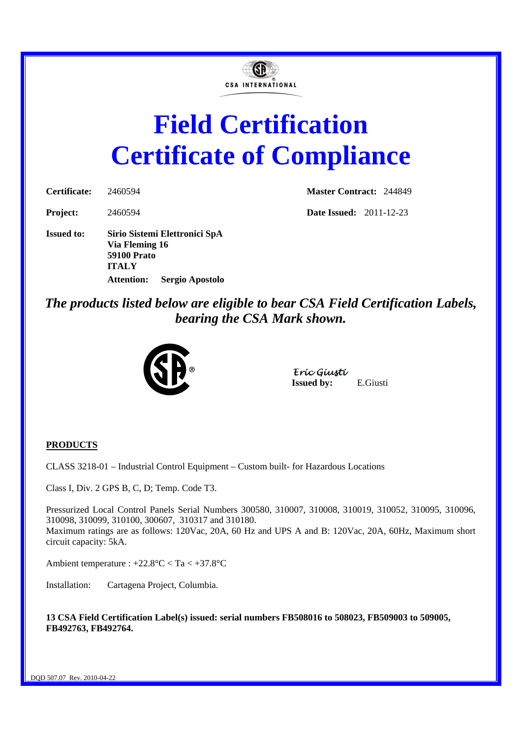CSA INTERNATIONAL

# Field Certification
# Certificate of Compliance

**Certificate:** 2460594 **Master Contract:** 244849

**Project:** 2460594 **Date Issued:** 2011-12-23

**Issued to:** **Sirio Sistemi Elettronici SpA**
**Via Fleming 16**
**59100 Prato**
**ITALY**
**Attention: Sergio Apostolo**

***The products listed below are eligible to bear CSA Field Certification Labels, bearing the CSA Mark shown.***

*Eric Giusti*
**Issued by:** E.Giusti

**PRODUCTS**

CLASS 3218-01 – Industrial Control Equipment – Custom built- for Hazardous Locations

Class I, Div. 2 GPS B, C, D; Temp. Code T3.

Pressurized Local Control Panels Serial Numbers 300580, 310007, 310008, 310019, 310052, 310095, 310096, 310098, 310099, 310100, 300607, 310317 and 310180.
Maximum ratings are as follows: 120Vac, 20A, 60 Hz and UPS A and B: 120Vac, 20A, 60Hz, Maximum short circuit capacity: 5kA.

Ambient temperature : +22.8°C < Ta < +37.8°C

Installation: Cartagena Project, Columbia.

**13 CSA Field Certification Label(s) issued: serial numbers FB508016 to 508023, FB509003 to 509005, FB492763, FB492764.**

DQD 507.07 Rev. 2010-04-22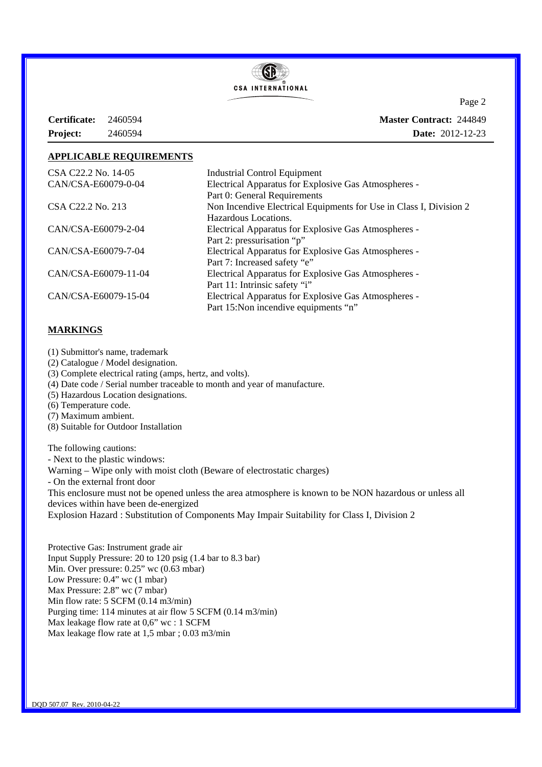**Certificate:** 2460594 **Master Contract:** 244849
**Project:** 2460594 **Date:** 2012-12-23

## APPLICABLE REQUIREMENTS

| | |
|---|---|
| CSA C22.2 No. 14-05 | Industrial Control Equipment |
| CAN/CSA-E60079-0-04 | Electrical Apparatus for Explosive Gas Atmospheres - Part 0: General Requirements |
| CSA C22.2 No. 213 | Non Incendive Electrical Equipments for Use in Class I, Division 2 Hazardous Locations. |
| CAN/CSA-E60079-2-04 | Electrical Apparatus for Explosive Gas Atmospheres - Part 2: pressurisation "p" |
| CAN/CSA-E60079-7-04 | Electrical Apparatus for Explosive Gas Atmospheres - Part 7: Increased safety "e" |
| CAN/CSA-E60079-11-04 | Electrical Apparatus for Explosive Gas Atmospheres - Part 11: Intrinsic safety "i" |
| CAN/CSA-E60079-15-04 | Electrical Apparatus for Explosive Gas Atmospheres - Part 15:Non incendive equipments "n" |

## MARKINGS

(1) Submittor's name, trademark
(2) Catalogue / Model designation.
(3) Complete electrical rating (amps, hertz, and volts).
(4) Date code / Serial number traceable to month and year of manufacture.
(5) Hazardous Location designations.
(6) Temperature code.
(7) Maximum ambient.
(8) Suitable for Outdoor Installation

The following cautions:
- Next to the plastic windows:

Warning – Wipe only with moist cloth (Beware of electrostatic charges)
- On the external front door

This enclosure must not be opened unless the area atmosphere is known to be NON hazardous or unless all devices within have been de-energized
Explosion Hazard : Substitution of Components May Impair Suitability for Class I, Division 2

Protective Gas: Instrument grade air
Input Supply Pressure: 20 to 120 psig (1.4 bar to 8.3 bar)
Min. Over pressure: 0.25" wc (0.63 mbar)
Low Pressure: 0.4" wc (1 mbar)
Max Pressure: 2.8" wc (7 mbar)
Min flow rate: 5 SCFM (0.14 m3/min)
Purging time: 114 minutes at air flow 5 SCFM (0.14 m3/min)
Max leakage flow rate at 0,6" wc : 1 SCFM
Max leakage flow rate at 1,5 mbar ; 0.03 m3/min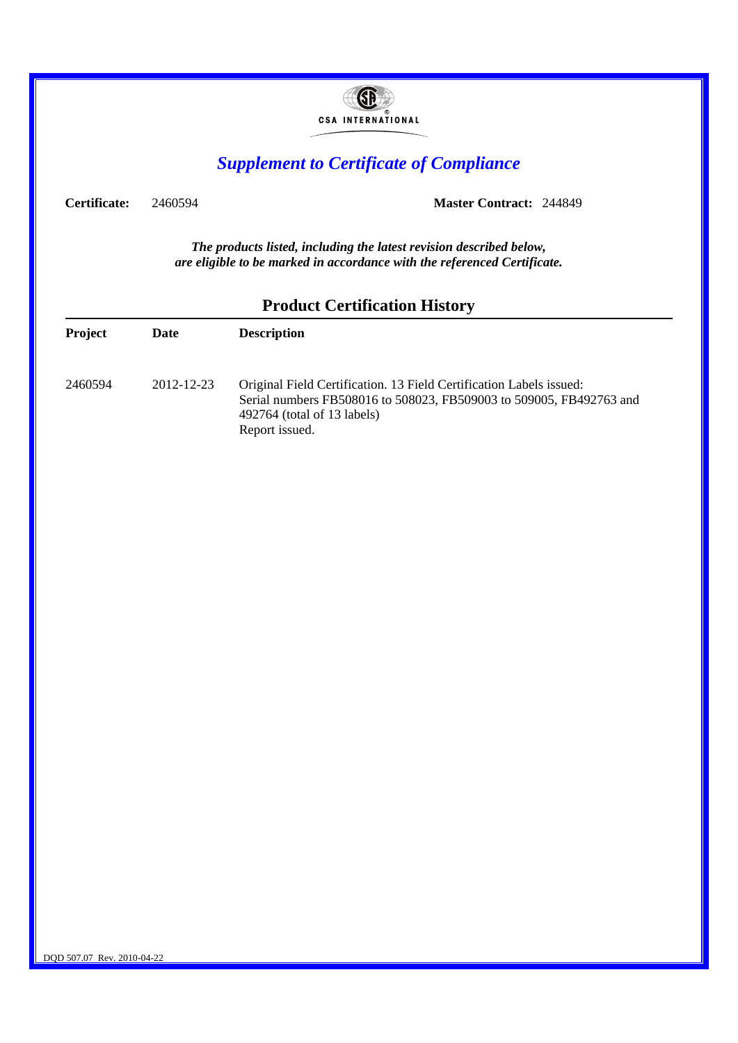CSA INTERNATIONAL

# *Supplement to Certificate of Compliance*

**Certificate:** 2460594 **Master Contract:** 244849

***The products listed, including the latest revision described below, are eligible to be marked in accordance with the referenced Certificate.***

## Product Certification History

| **Project** | **Date** | **Description** |
| --- | --- | --- |
| 2460594 | 2012-12-23 | Original Field Certification. 13 Field Certification Labels issued: Serial numbers FB508016 to 508023, FB509003 to 509005, FB492763 and 492764 (total of 13 labels) Report issued. |

DQD 507.07 Rev. 2010-04-22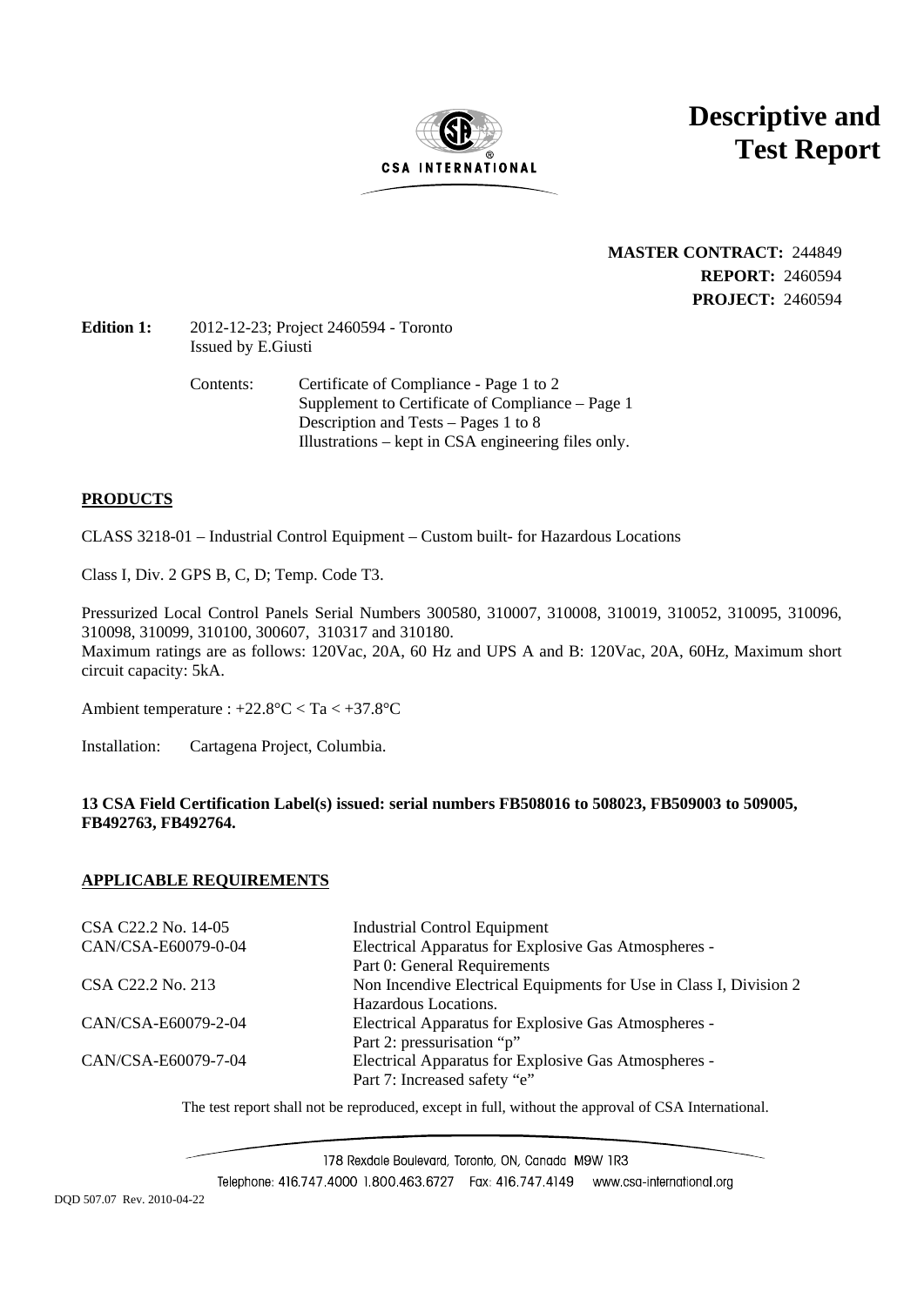# Descriptive and Test Report

**MASTER CONTRACT:** 244849
**REPORT:** 2460594
**PROJECT:** 2460594

**Edition 1:** 2012-12-23; Project 2460594 - Toronto
Issued by E.Giusti

Contents:
- Certificate of Compliance - Page 1 to 2
- Supplement to Certificate of Compliance – Page 1
- Description and Tests – Pages 1 to 8
- Illustrations – kept in CSA engineering files only.

## PRODUCTS

CLASS 3218-01 – Industrial Control Equipment – Custom built- for Hazardous Locations

Class I, Div. 2 GPS B, C, D; Temp. Code T3.

Pressurized Local Control Panels Serial Numbers 300580, 310007, 310008, 310019, 310052, 310095, 310096, 310098, 310099, 310100, 300607, 310317 and 310180.
Maximum ratings are as follows: 120Vac, 20A, 60 Hz and UPS A and B: 120Vac, 20A, 60Hz, Maximum short circuit capacity: 5kA.

Ambient temperature : +22.8°C < Ta < +37.8°C

Installation: Cartagena Project, Columbia.

**13 CSA Field Certification Label(s) issued: serial numbers FB508016 to 508023, FB509003 to 509005, FB492763, FB492764.**

## APPLICABLE REQUIREMENTS

| | |
|---|---|
| CSA C22.2 No. 14-05 | Industrial Control Equipment |
| CAN/CSA-E60079-0-04 | Electrical Apparatus for Explosive Gas Atmospheres - Part 0: General Requirements |
| CSA C22.2 No. 213 | Non Incendive Electrical Equipments for Use in Class I, Division 2 Hazardous Locations. |
| CAN/CSA-E60079-2-04 | Electrical Apparatus for Explosive Gas Atmospheres - Part 2: pressurisation "p" |
| CAN/CSA-E60079-7-04 | Electrical Apparatus for Explosive Gas Atmospheres - Part 7: Increased safety "e" |

The test report shall not be reproduced, except in full, without the approval of CSA International.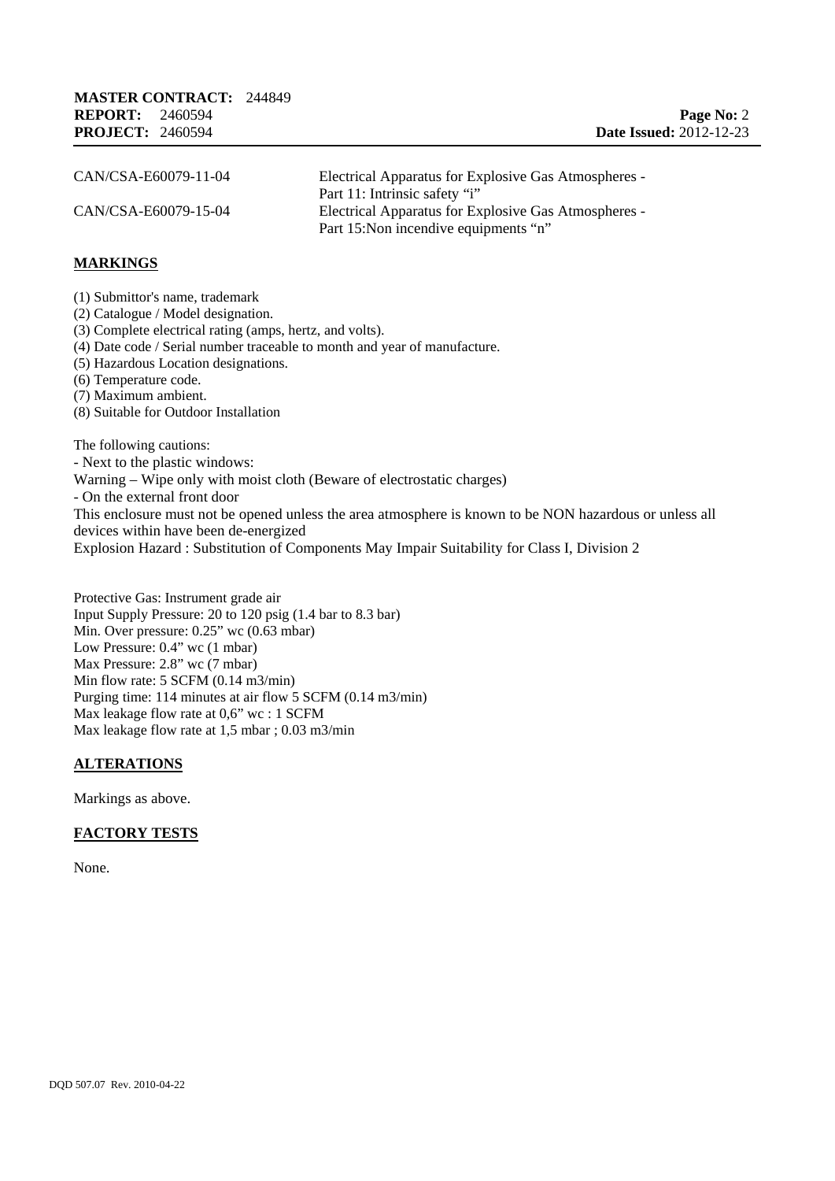| | |
|---|---|
| CAN/CSA-E60079-11-04 | Electrical Apparatus for Explosive Gas Atmospheres - Part 11: Intrinsic safety “i” |
| CAN/CSA-E60079-15-04 | Electrical Apparatus for Explosive Gas Atmospheres - Part 15:Non incendive equipments “n” |

## MARKINGS

(1) Submittor's name, trademark
(2) Catalogue / Model designation.
(3) Complete electrical rating (amps, hertz, and volts).
(4) Date code / Serial number traceable to month and year of manufacture.
(5) Hazardous Location designations.
(6) Temperature code.
(7) Maximum ambient.
(8) Suitable for Outdoor Installation

The following cautions:
- Next to the plastic windows:
Warning – Wipe only with moist cloth (Beware of electrostatic charges)
- On the external front door
This enclosure must not be opened unless the area atmosphere is known to be NON hazardous or unless all devices within have been de-energized
Explosion Hazard : Substitution of Components May Impair Suitability for Class I, Division 2

Protective Gas: Instrument grade air
Input Supply Pressure: 20 to 120 psig (1.4 bar to 8.3 bar)
Min. Over pressure: 0.25” wc (0.63 mbar)
Low Pressure: 0.4” wc (1 mbar)
Max Pressure: 2.8” wc (7 mbar)
Min flow rate: 5 SCFM (0.14 m3/min)
Purging time: 114 minutes at air flow 5 SCFM (0.14 m3/min)
Max leakage flow rate at 0,6” wc : 1 SCFM
Max leakage flow rate at 1,5 mbar ; 0.03 m3/min

## ALTERATIONS

Markings as above.

## FACTORY TESTS

None.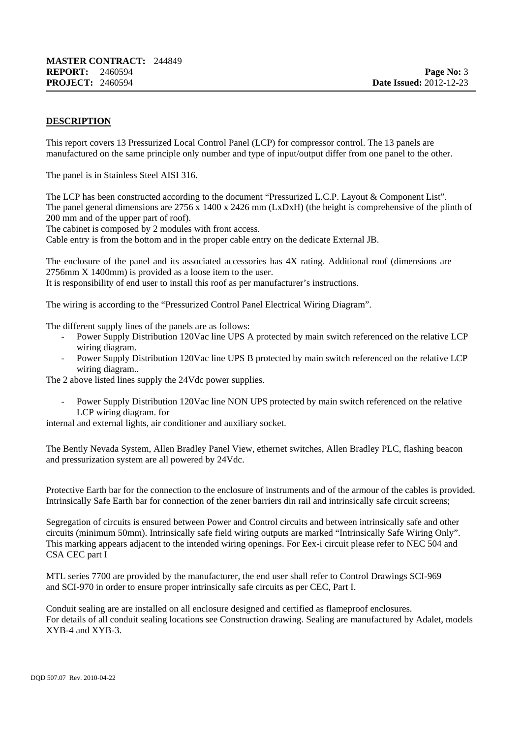## DESCRIPTION

This report covers 13 Pressurized Local Control Panel (LCP) for compressor control. The 13 panels are manufactured on the same principle only number and type of input/output differ from one panel to the other.

The panel is in Stainless Steel AISI 316.

The LCP has been constructed according to the document "Pressurized L.C.P. Layout & Component List".
The panel general dimensions are 2756 x 1400 x 2426 mm (LxDxH) (the height is comprehensive of the plinth of 200 mm and of the upper part of roof).
The cabinet is composed by 2 modules with front access.
Cable entry is from the bottom and in the proper cable entry on the dedicate External JB.

The enclosure of the panel and its associated accessories has 4X rating. Additional roof (dimensions are 2756mm X 1400mm) is provided as a loose item to the user.
It is responsibility of end user to install this roof as per manufacturer's instructions.

The wiring is according to the "Pressurized Control Panel Electrical Wiring Diagram".

The different supply lines of the panels are as follows:

- Power Supply Distribution 120Vac line UPS A protected by main switch referenced on the relative LCP wiring diagram.
- Power Supply Distribution 120Vac line UPS B protected by main switch referenced on the relative LCP wiring diagram..

The 2 above listed lines supply the 24Vdc power supplies.

- Power Supply Distribution 120Vac line NON UPS protected by main switch referenced on the relative LCP wiring diagram. for

internal and external lights, air conditioner and auxiliary socket.

The Bently Nevada System, Allen Bradley Panel View, ethernet switches, Allen Bradley PLC, flashing beacon and pressurization system are all powered by 24Vdc.

Protective Earth bar for the connection to the enclosure of instruments and of the armour of the cables is provided.
Intrinsically Safe Earth bar for connection of the zener barriers din rail and intrinsically safe circuit screens;

Segregation of circuits is ensured between Power and Control circuits and between intrinsically safe and other circuits (minimum 50mm). Intrinsically safe field wiring outputs are marked "Intrinsically Safe Wiring Only". This marking appears adjacent to the intended wiring openings. For Eex-i circuit please refer to NEC 504 and CSA CEC part I

MTL series 7700 are provided by the manufacturer, the end user shall refer to Control Drawings SCI-969 and SCI-970 in order to ensure proper intrinsically safe circuits as per CEC, Part I.

Conduit sealing are are installed on all enclosure designed and certified as flameproof enclosures.
For details of all conduit sealing locations see Construction drawing. Sealing are manufactured by Adalet, models XYB-4 and XYB-3.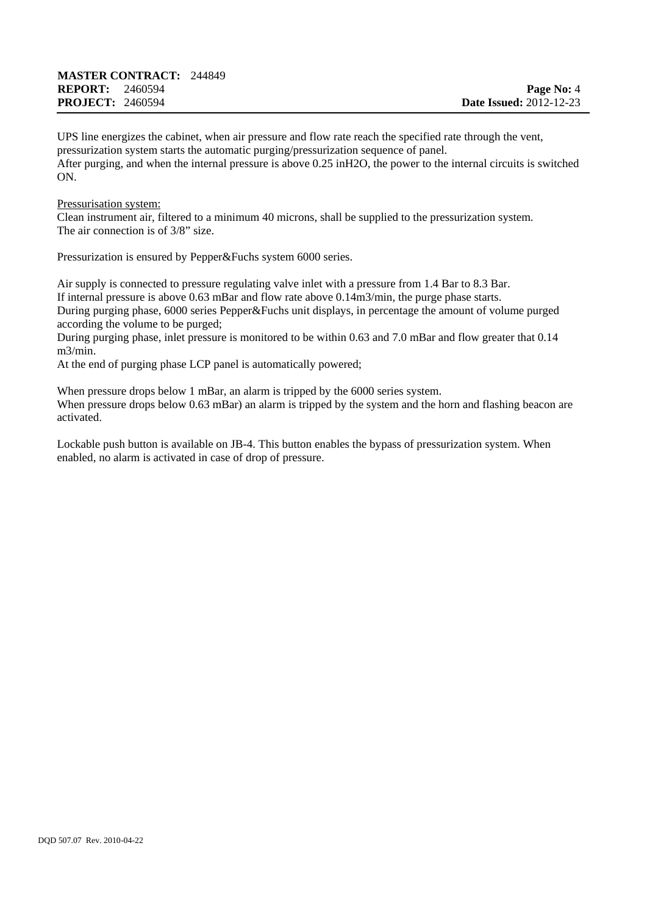UPS line energizes the cabinet, when air pressure and flow rate reach the specified rate through the vent, pressurization system starts the automatic purging/pressurization sequence of panel.
After purging, and when the internal pressure is above 0.25 inH2O, the power to the internal circuits is switched ON.

<u>Pressurisation system:</u>
Clean instrument air, filtered to a minimum 40 microns, shall be supplied to the pressurization system.
The air connection is of 3/8" size.

Pressurization is ensured by Pepper&Fuchs system 6000 series.

Air supply is connected to pressure regulating valve inlet with a pressure from 1.4 Bar to 8.3 Bar.
If internal pressure is above 0.63 mBar and flow rate above 0.14m3/min, the purge phase starts.
During purging phase, 6000 series Pepper&Fuchs unit displays, in percentage the amount of volume purged according the volume to be purged;
During purging phase, inlet pressure is monitored to be within 0.63 and 7.0 mBar and flow greater that 0.14 m3/min.
At the end of purging phase LCP panel is automatically powered;

When pressure drops below 1 mBar, an alarm is tripped by the 6000 series system.
When pressure drops below 0.63 mBar) an alarm is tripped by the system and the horn and flashing beacon are activated.

Lockable push button is available on JB-4. This button enables the bypass of pressurization system. When enabled, no alarm is activated in case of drop of pressure.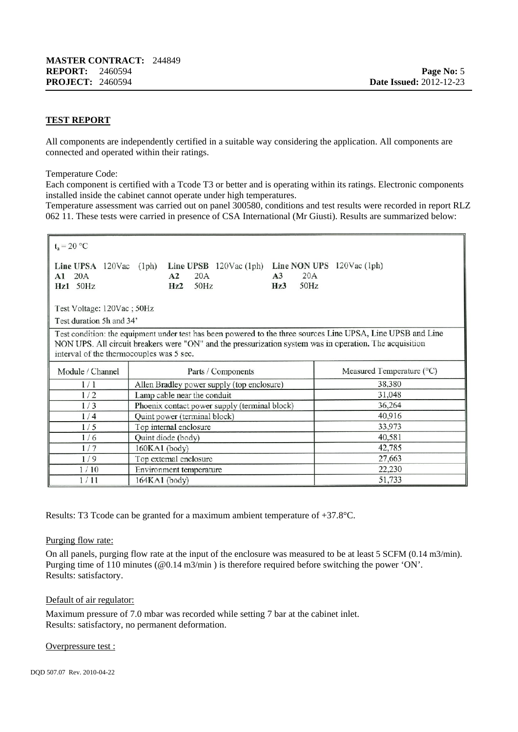**MASTER CONTRACT:** 244849
**REPORT:** 2460594
**PROJECT:** 2460594

**Page No:** 5
**Date Issued:** 2012-12-23

**TEST REPORT**

All components are independently certified in a suitable way considering the application. All components are connected and operated within their ratings.

Temperature Code:
Each component is certified with a Tcode T3 or better and is operating within its ratings. Electronic components installed inside the cabinet cannot operate under high temperatures.
Temperature assessment was carried out on panel 300580, conditions and test results were recorded in report RLZ 062 11. These tests were carried in presence of CSA International (Mr Giusti). Results are summarized below:

$t_a = 20$ °C

**Line UPSA** 120Vac (1ph) **A1** 20A **Hz1** 50Hz
**Line UPSB** 120Vac (1ph) **A2** 20A **Hz2** 50Hz
**Line NON UPS** 120Vac (1ph) **A3** 20A **Hz3** 50Hz

Test Voltage: 120Vac ; 50Hz

Test duration 5h and 34'

Test condition: the equipment under test has been powered to the three sources Line UPSA, Line UPSB and Line NON UPS. All circuit breakers were "ON" and the pressurization system was in operation. The acquisition interval of the thermocouples was 5 sec.

| Module / Channel | Parts / Components | Measured Temperature (°C) |
|---|---|---|
| 1 / 1 | Allen Bradley power supply (top enclosure) | 38,380 |
| 1 / 2 | Lamp cable near the conduit | 31,048 |
| 1 / 3 | Phoenix contact power supply (terminal block) | 36,264 |
| 1 / 4 | Quint power (terminal block) | 40,916 |
| 1 / 5 | Top internal enclosure | 33,973 |
| 1 / 6 | Quint diode (body) | 40,581 |
| 1 / 7 | 160KA1 (body) | 42,785 |
| 1 / 9 | Top external enclosure | 27,663 |
| 1 / 10 | Environment temperature | 22,230 |
| 1 / 11 | 164KA1 (body) | 51,733 |

Results: T3 Tcode can be granted for a maximum ambient temperature of +37.8°C.

Purging flow rate:

On all panels, purging flow rate at the input of the enclosure was measured to be at least 5 SCFM (0.14 m3/min).
Purging time of 110 minutes (@0.14 m3/min ) is therefore required before switching the power 'ON'.
Results: satisfactory.

Default of air regulator:

Maximum pressure of 7.0 mbar was recorded while setting 7 bar at the cabinet inlet.
Results: satisfactory, no permanent deformation.

Overpressure test :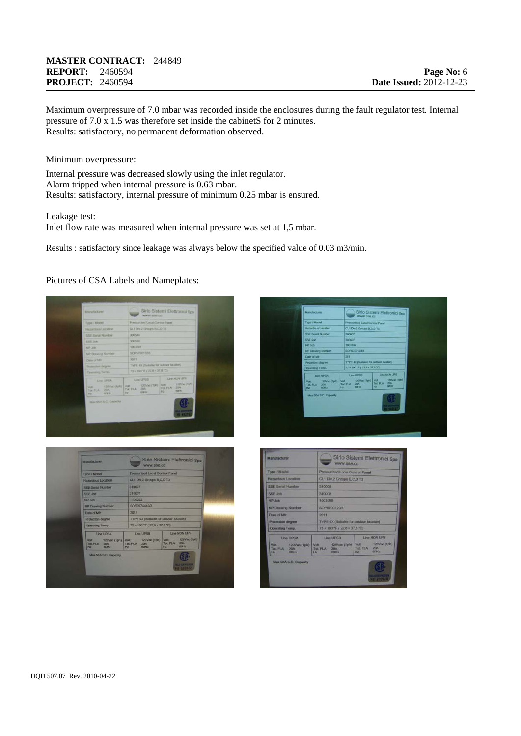Maximum overpressure of 7.0 mbar was recorded inside the enclosures during the fault regulator test. Internal pressure of 7.0 x 1.5 was therefore set inside the cabinetS for 2 minutes.
Results: satisfactory, no permanent deformation observed.

Minimum overpressure:

Internal pressure was decreased slowly using the inlet regulator.
Alarm tripped when internal pressure is 0.63 mbar.
Results: satisfactory, internal pressure of minimum 0.25 mbar is ensured.

Leakage test:
Inlet flow rate was measured when internal pressure was set at 1,5 mbar.

Results : satisfactory since leakage was always below the specified value of 0.03 m3/min.

Pictures of CSA Labels and Nameplates: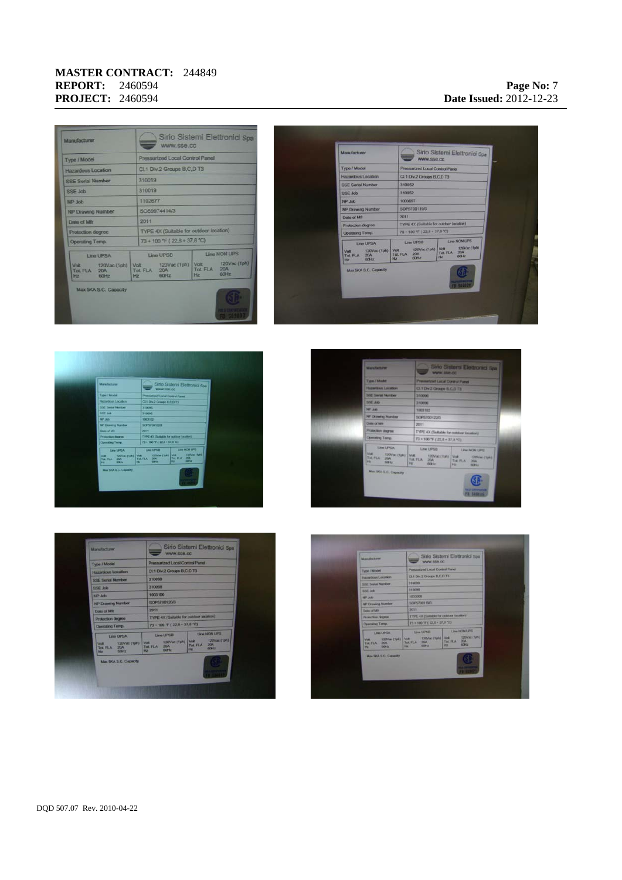| Manufacturer | Sirio Sistemi Elettronici Spa www.sse.cc |
|---|---|
| Type / Model | Pressurized Local Control Panel |
| Hazardous Location | Cl.1 Div.2 Groups B,C,D T3 |
| SSE Serial Number | 310019 |
| SSE Job | 310019 |
| NP Job | 1102577 |
| NP Drawing Number | SOS9874414/3 |
| Date of Mfr | 2011 |
| Protection degree | TYPE 4X (Suitable for outdoor location) |
| Operating Temp. | 73 ÷ 100 °F ( 22,8 ÷ 37,8 °C) |

| Line UPSA | | Line UPSB | | Line NON UPS | |
|---|---|---|---|---|---|
| Volt | 120Vac (1ph) | Volt | 120Vac (1ph) | Volt | 120Vac (1ph) |
| Tot. FLA | 20A | Tot. FLA | 20A | Tot. FLA | 20A |
| Hz | 60Hz | Hz | 60Hz | Hz | 60Hz |

Max SKA S.C. Capacity

| Manufacturer | Sirio Sistemi Elettronici Spa www.sse.cc |
|---|---|
| Type / Model | Pressurized Local Control Panel |
| Hazardous Location | Cl.1 Div.2 Groups B,C,D T3 |
| SSE Serial Number | 310052 |
| SSE Job | 310052 |
| NP Job | 1003097 |
| NP Drawing Number | SOP5700118/3 |
| Date of Mfr | 2011 |
| Protection degree | TYPE 4X (Suitable for outdoor location) |
| Operating Temp. | 73 ÷ 100 °F ( 22,8 ÷ 37,8 °C) |

| Line UPSA | | Line UPSB | | Line NON UPS | |
|---|---|---|---|---|---|
| Volt | 120Vac (1ph) | Volt | 120Vac (1ph) | Volt | 120Vac (1ph) |
| Tot. FLA | 20A | Tot. FLA | 20A | Tot. FLA | 20A |
| Hz | 60Hz | Hz | 60Hz | Hz | 60Hz |

Max SKA S.C. Capacity

| Manufacturer | Sirio Sistemi Elettronici Spa www.sse.cc |
|---|---|
| Type / Model | Pressurized Local Control Panel |
| Hazardous Location | Cl.1 Div.2 Groups B,C,D T3 |
| SSE Serial Number | 310095 |
| SSE Job | 310095 |
| NP Job | 1003102 |
| NP Drawing Number | SOP5700122/3 |
| Date of Mfr | 2011 |
| Protection degree | TYPE 4X (Suitable for outdoor location) |
| Operating Temp. | 73 ÷ 100 °F ( 22,8 ÷ 37,8 °C) |

| Line UPSA | | Line UPSB | | Line NON UPS | |
|---|---|---|---|---|---|
| Volt | 120Vac (1ph) | Volt | 120Vac (1ph) | Volt | 120Vac (1ph) |
| Tot. FLA | 20A | Tot. FLA | 20A | Tot. FLA | 20A |
| Hz | 60Hz | Hz | 60Hz | Hz | 60Hz |

Max SKA S.C. Capacity

| Manufacturer | Sirio Sistemi Elettronici Spa www.sse.cc |
|---|---|
| Type / Model | Pressurized Local Control Panel |
| Hazardous Location | Cl.1 Div.2 Groups B,C,D T3 |
| SSE Serial Number | 310096 |
| SSE Job | 310096 |
| NP Job | 1003103 |
| NP Drawing Number | SOP5700122/3 |
| Date of Mfr | 2011 |
| Protection degree | TYPE 4X (Suitable for outdoor location) |
| Operating Temp. | 73 ÷ 100 °F ( 22,8 ÷ 37,8 °C) |

| Line UPSA | | Line UPSB | | Line NON UPS | |
|---|---|---|---|---|---|
| Volt | 120Vac (1ph) | Volt | 120Vac (1ph) | Volt | 120Vac (1ph) |
| Tot. FLA | 20A | Tot. FLA | 20A | Tot. FLA | 20A |
| Hz | 60Hz | Hz | 60Hz | Hz | 60Hz |

Max SKA S.C. Capacity

| Manufacturer | Sirio Sistemi Elettronici Spa www.sse.cc |
|---|---|
| Type / Model | Pressurized Local Control Panel |
| Hazardous Location | Cl.1 Div.2 Groups B,C,D T3 |
| SSE Serial Number | 310098 |
| SSE Job | 310098 |
| NP Job | 1003106 |
| NP Drawing Number | SOP5700120/3 |
| Date of Mfr | 2011 |
| Protection degree | TYPE 4X (Suitable for outdoor location) |
| Operating Temp. | 73 ÷ 100 °F ( 22,8 ÷ 37,8 °C) |

| Line UPSA | | Line UPSB | | Line NON UPS | |
|---|---|---|---|---|---|
| Volt | 120Vac (1ph) | Volt | 120Vac (1ph) | Volt | 120Vac (1ph) |
| Tot. FLA | 20A | Tot. FLA | 20A | Tot. FLA | 20A |
| Hz | 60Hz | Hz | 60Hz | Hz | 60Hz |

Max SKA S.C. Capacity

| Manufacturer | Sirio Sistemi Elettronici Spa www.sse.cc |
|---|---|
| Type / Model | Pressurized Local Control Panel |
| Hazardous Location | Cl.1 Div.2 Groups B,C,D T3 |
| SSE Serial Number | 310099 |
| SSE Job | 310099 |
| NP Job | 1003098 |
| NP Drawing Number | SOP5700115/3 |
| Date of Mfr | 2011 |
| Protection degree | TYPE 4X (Suitable for outdoor location) |
| Operating Temp. | 73 ÷ 100 °F ( 22,8 ÷ 37,8 °C) |

| Line UPSA | | Line UPSB | | Line NON UPS | |
|---|---|---|---|---|---|
| Volt | 120Vac (1ph) | Volt | 120Vac (1ph) | Volt | 120Vac (1ph) |
| Tot. FLA | 20A | Tot. FLA | 20A | Tot. FLA | 20A |
| Hz | 60Hz | Hz | 60Hz | Hz | 60Hz |

Max SKA S.C. Capacity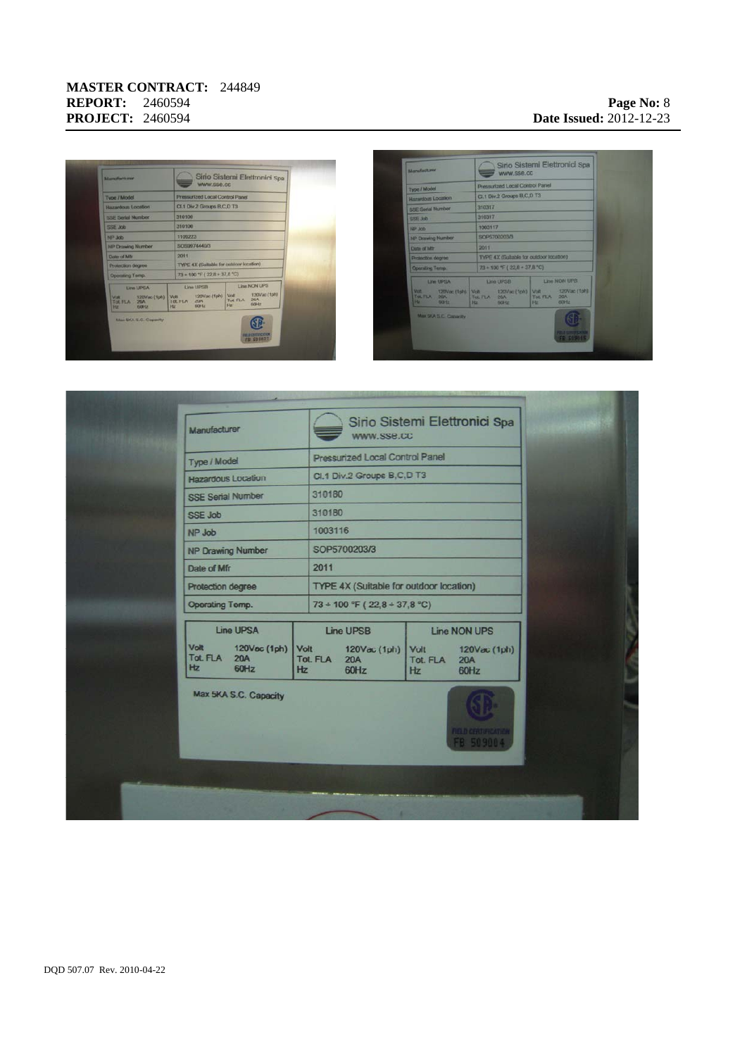| Manufacturer | Sirio Sistemi Elettronici Spa www.sse.cc |
| --- | --- |
| Type / Model | Pressurized Local Control Panel |
| Hazardous Location | Cl.1 Div.2 Groups B,C,D T3 |
| SSE Serial Number | 310106 |
| SSE Job | 310106 |
| NP Job | 1100223 |
| NP Drawing Number | SOS9784440/3 |
| Date of Mfr | 2011 |
| Protection degree | TYPE 4X (Suitable for outdoor location) |
| Operating Temp. | 73 ÷ 100 °F ( 22,8 ÷ 37,8 °C) |

| Line UPSA | Line UPSB | Line NON UPS |
| --- | --- | --- |
| Volt 120Vac (1ph) | Volt 120Vac (1ph) | Volt 120Vac (1ph) |
| Tot. FLA 20A | Tot. FLA 20A | Tot. FLA 20A |
| Hz 60Hz | Hz 60Hz | Hz 60Hz |

Max 5KA S.C. Capacity

FIELD CERTIFICATION

| Manufacturer | Sirio Sistemi Elettronici Spa www.sse.cc |
| --- | --- |
| Type / Model | Pressurized Local Control Panel |
| Hazardous Location | Cl.1 Div.2 Groups B,C,D T3 |
| SSE Serial Number | 310317 |
| SSE Job | 310317 |
| NP Job | 1003117 |
| NP Drawing Number | SOP5700203/3 |
| Date of Mfr | 2011 |
| Protection degree | TYPE 4X (Suitable for outdoor location) |
| Operating Temp. | 73 ÷ 100 °F ( 22,8 ÷ 37,8 °C) |

| Line UPSA | Line UPSB | Line NON UPS |
| --- | --- | --- |
| Volt 120Vac (1ph) | Volt 120Vac (1ph) | Volt 120Vac (1ph) |
| Tot. FLA 20A | Tot. FLA 20A | Tot. FLA 20A |
| Hz 60Hz | Hz 60Hz | Hz 60Hz |

Max 5KA S.C. Capacity

FIELD CERTIFICATION

| Manufacturer | Sirio Sistemi Elettronici Spa www.sse.cc |
| --- | --- |
| Type / Model | Pressurized Local Control Panel |
| Hazardous Location | Cl.1 Div.2 Groups B,C,D T3 |
| SSE Serial Number | 310180 |
| SSE Job | 310180 |
| NP Job | 1003116 |
| NP Drawing Number | SOP5700203/3 |
| Date of Mfr | 2011 |
| Protection degree | TYPE 4X (Suitable for outdoor location) |
| Operating Temp. | 73 ÷ 100 °F ( 22,8 ÷ 37,8 °C) |

| Line UPSA | Line UPSB | Line NON UPS |
| --- | --- | --- |
| Volt 120Vac (1ph) | Volt 120Vac (1ph) | Volt 120Vac (1ph) |
| Tot. FLA 20A | Tot. FLA 20A | Tot. FLA 20A |
| Hz 60Hz | Hz 60Hz | Hz 60Hz |

Max 5KA S.C. Capacity

FIELD CERTIFICATION
FB 509004